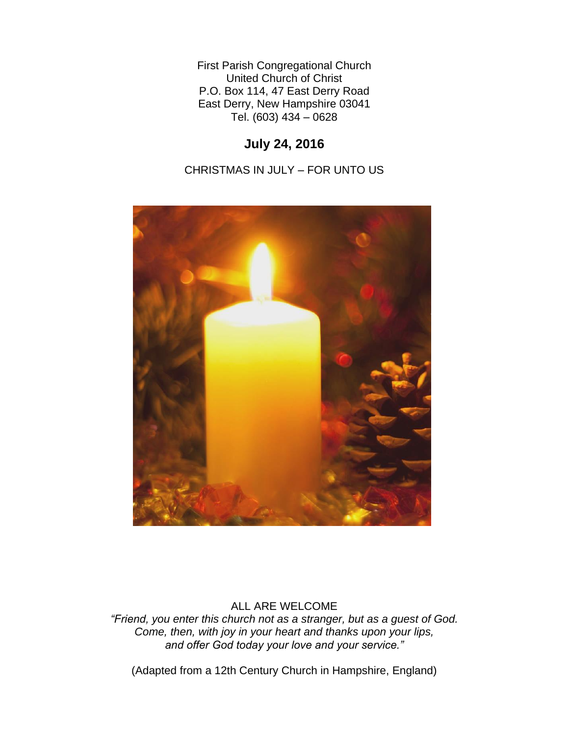First Parish Congregational Church
United Church of Christ
P.O. Box 114, 47 East Derry Road
East Derry, New Hampshire 03041
Tel. (603) 434 – 0628

# July 24, 2016

CHRISTMAS IN JULY – FOR UNTO US

ALL ARE WELCOME

*"Friend, you enter this church not as a stranger, but as a guest of God.
Come, then, with joy in your heart and thanks upon your lips,
and offer God today your love and your service."*

(Adapted from a 12th Century Church in Hampshire, England)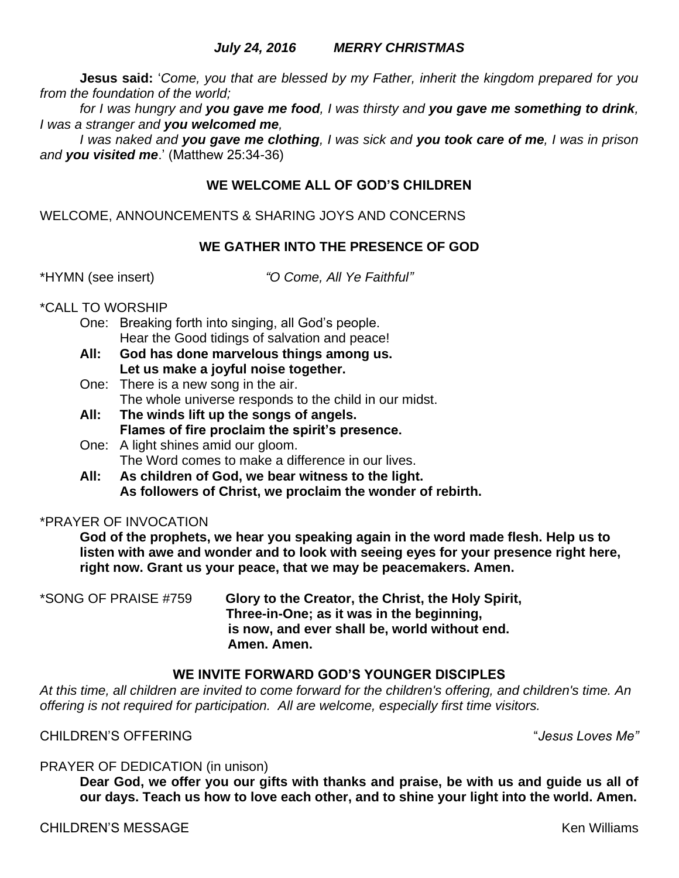***July 24, 2016 MERRY CHRISTMAS***

**Jesus said:** '*Come, you that are blessed by my Father, inherit the kingdom prepared for you from the foundation of the world;*

*for I was hungry and **you gave me food**, I was thirsty and **you gave me something to drink**, I was a stranger and **you welcomed me**,*

*I was naked and **you gave me clothing**, I was sick and **you took care of me**, I was in prison and **you visited me**.*' (Matthew 25:34-36)

**WE WELCOME ALL OF GOD'S CHILDREN**

WELCOME, ANNOUNCEMENTS & SHARING JOYS AND CONCERNS

**WE GATHER INTO THE PRESENCE OF GOD**

*HYMN (see insert) *"O Come, All Ye Faithful"*

*CALL TO WORSHIP

One: Breaking forth into singing, all God's people.
Hear the Good tidings of salvation and peace!

**All: God has done marvelous things among us.**
**Let us make a joyful noise together.**

One: There is a new song in the air.
The whole universe responds to the child in our midst.

**All: The winds lift up the songs of angels.**
**Flames of fire proclaim the spirit's presence.**

One: A light shines amid our gloom.
The Word comes to make a difference in our lives.

**All: As children of God, we bear witness to the light.**
**As followers of Christ, we proclaim the wonder of rebirth.**

*PRAYER OF INVOCATION

**God of the prophets, we hear you speaking again in the word made flesh. Help us to listen with awe and wonder and to look with seeing eyes for your presence right here, right now. Grant us your peace, that we may be peacemakers. Amen.**

*SONG OF PRAISE #759 **Glory to the Creator, the Christ, the Holy Spirit,**
**Three-in-One; as it was in the beginning,**
**is now, and ever shall be, world without end.**
**Amen. Amen.**

**WE INVITE FORWARD GOD'S YOUNGER DISCIPLES**

*At this time, all children are invited to come forward for the children's offering, and children's time. An offering is not required for participation. All are welcome, especially first time visitors.*

CHILDREN'S OFFERING "*Jesus Loves Me"*

PRAYER OF DEDICATION (in unison)

**Dear God, we offer you our gifts with thanks and praise, be with us and guide us all of our days. Teach us how to love each other, and to shine your light into the world. Amen.**

CHILDREN'S MESSAGE Ken Williams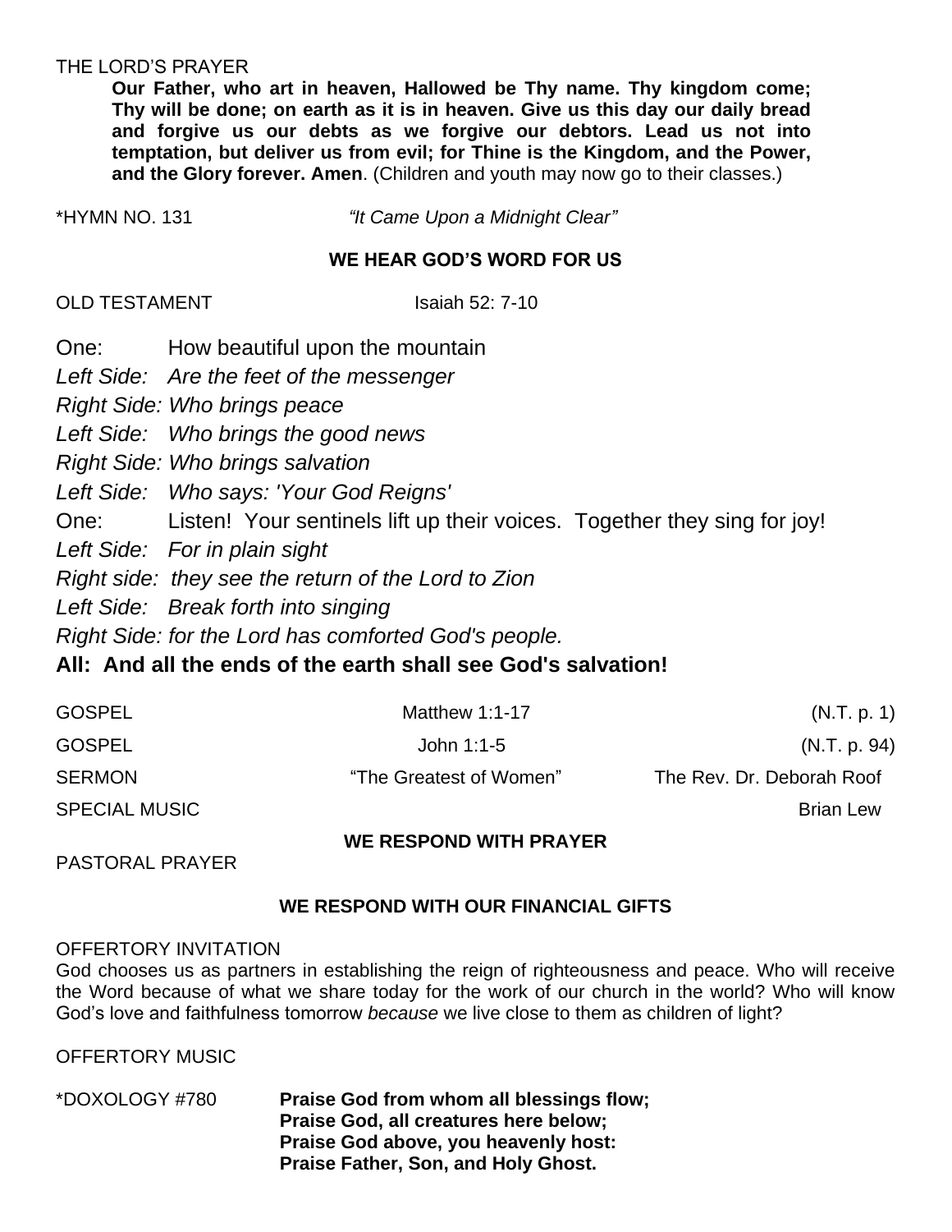THE LORD'S PRAYER

> **Our Father, who art in heaven, Hallowed be Thy name. Thy kingdom come; Thy will be done; on earth as it is in heaven. Give us this day our daily bread and forgive us our debts as we forgive our debtors. Lead us not into temptation, but deliver us from evil; for Thine is the Kingdom, and the Power, and the Glory forever. Amen**. (Children and youth may now go to their classes.)

*HYMN NO. 131 *"It Came Upon a Midnight Clear"*

### WE HEAR GOD'S WORD FOR US

OLD TESTAMENT Isaiah 52: 7-10

One: How beautiful upon the mountain
*Left Side: Are the feet of the messenger*
*Right Side: Who brings peace*
*Left Side: Who brings the good news*
*Right Side: Who brings salvation*
*Left Side: Who says: 'Your God Reigns'*
One: Listen! Your sentinels lift up their voices. Together they sing for joy!
*Left Side: For in plain sight*
*Right side: they see the return of the Lord to Zion*
*Left Side: Break forth into singing*
*Right Side: for the Lord has comforted God's people.*
**All: And all the ends of the earth shall see God's salvation!**

GOSPEL Matthew 1:1-17 (N.T. p. 1)

GOSPEL John 1:1-5 (N.T. p. 94)

SERMON "The Greatest of Women" The Rev. Dr. Deborah Roof

SPECIAL MUSIC Brian Lew

### WE RESPOND WITH PRAYER

PASTORAL PRAYER

### WE RESPOND WITH OUR FINANCIAL GIFTS

OFFERTORY INVITATION
God chooses us as partners in establishing the reign of righteousness and peace. Who will receive the Word because of what we share today for the work of our church in the world? Who will know God's love and faithfulness tomorrow *because* we live close to them as children of light?

OFFERTORY MUSIC

*DOXOLOGY #780
**Praise God from whom all blessings flow;**
**Praise God, all creatures here below;**
**Praise God above, you heavenly host:**
**Praise Father, Son, and Holy Ghost.**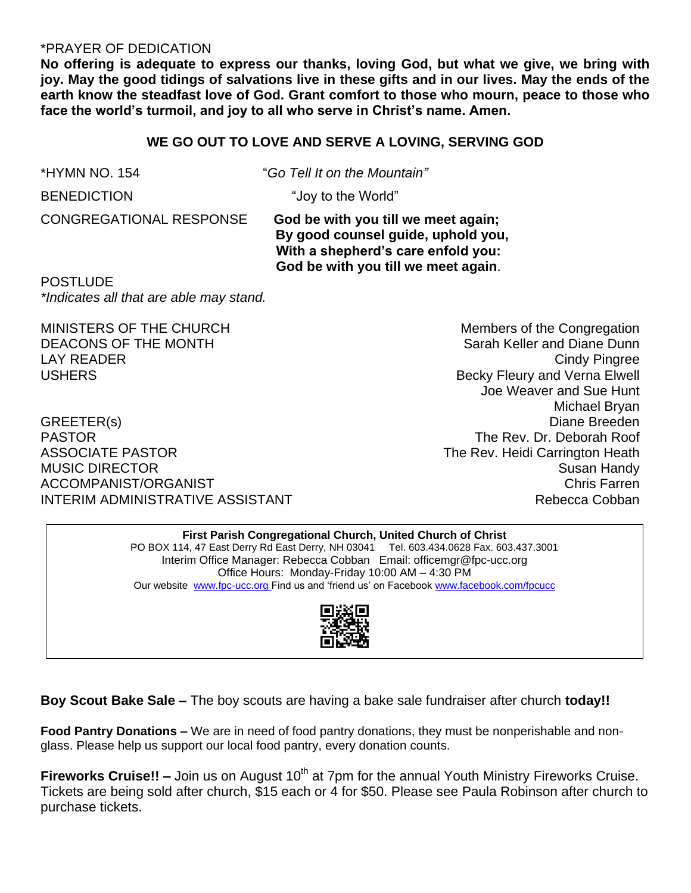*PRAYER OF DEDICATION

**No offering is adequate to express our thanks, loving God, but what we give, we bring with joy. May the good tidings of salvations live in these gifts and in our lives. May the ends of the earth know the steadfast love of God. Grant comfort to those who mourn, peace to those who face the world's turmoil, and joy to all who serve in Christ's name. Amen.**

## WE GO OUT TO LOVE AND SERVE A LOVING, SERVING GOD

*HYMN NO. 154 "*Go Tell It on the Mountain*"

BENEDICTION "Joy to the World"

CONGREGATIONAL RESPONSE
**God be with you till we meet again;**
**By good counsel guide, uphold you,**
**With a shepherd's care enfold you:**
**God be with you till we meet again**.

POSTLUDE

**Indicates all that are able may stand.*

| | |
|---|---|
| MINISTERS OF THE CHURCH | Members of the Congregation |
| DEACONS OF THE MONTH | Sarah Keller and Diane Dunn |
| LAY READER | Cindy Pingree |
| USHERS | Becky Fleury and Verna Elwell<br>Joe Weaver and Sue Hunt<br>Michael Bryan |
| GREETER(s) | Diane Breeden |
| PASTOR | The Rev. Dr. Deborah Roof |
| ASSOCIATE PASTOR | The Rev. Heidi Carrington Heath |
| MUSIC DIRECTOR | Susan Handy |
| ACCOMPANIST/ORGANIST | Chris Farren |
| INTERIM ADMINISTRATIVE ASSISTANT | Rebecca Cobban |

**First Parish Congregational Church, United Church of Christ**
PO BOX 114, 47 East Derry Rd East Derry, NH 03041 Tel. 603.434.0628 Fax. 603.437.3001
Interim Office Manager: Rebecca Cobban Email: officemgr@fpc-ucc.org
Office Hours: Monday-Friday 10:00 AM – 4:30 PM
Our website www.fpc-ucc.org Find us and 'friend us' on Facebook www.facebook.com/fpcucc

**Boy Scout Bake Sale –** The boy scouts are having a bake sale fundraiser after church **today!!**

**Food Pantry Donations –** We are in need of food pantry donations, they must be nonperishable and non-glass. Please help us support our local food pantry, every donation counts.

**Fireworks Cruise!! –** Join us on August 10th at 7pm for the annual Youth Ministry Fireworks Cruise. Tickets are being sold after church, $15 each or 4 for $50. Please see Paula Robinson after church to purchase tickets.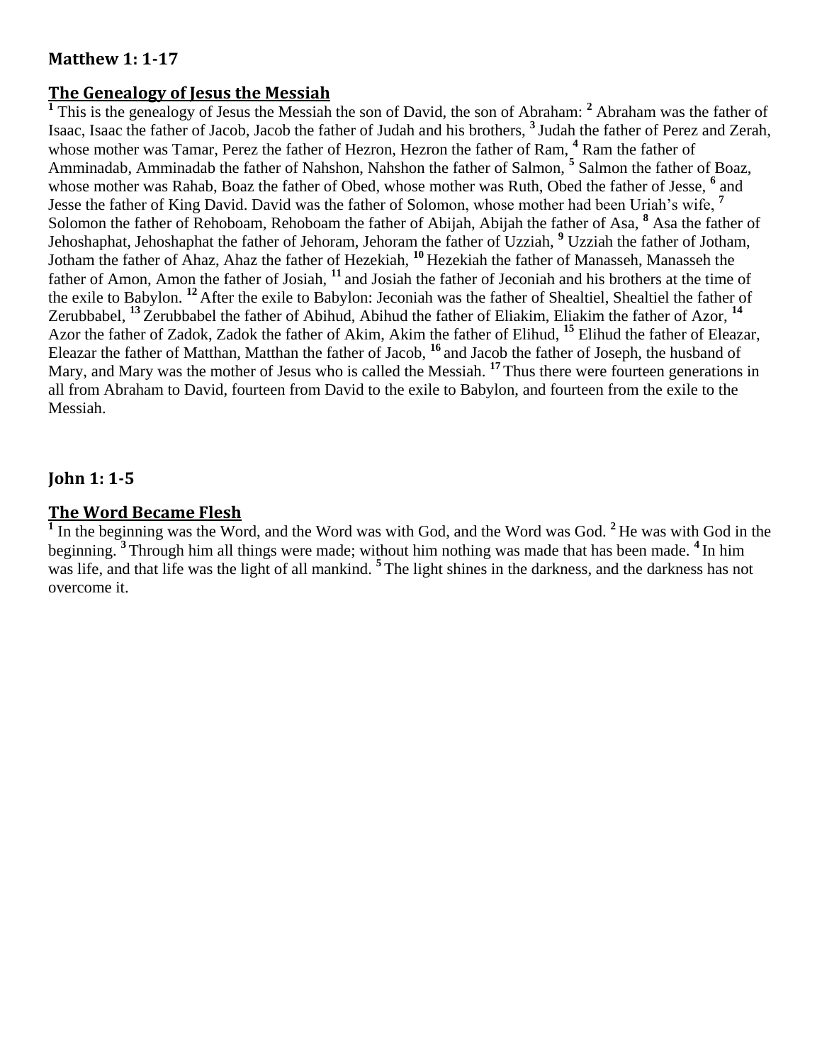**Matthew 1: 1-17**

**The Genealogy of Jesus the Messiah**

[1] This is the genealogy of Jesus the Messiah the son of David, the son of Abraham: [2] Abraham was the father of Isaac, Isaac the father of Jacob, Jacob the father of Judah and his brothers, [3] Judah the father of Perez and Zerah, whose mother was Tamar, Perez the father of Hezron, Hezron the father of Ram, [4] Ram the father of Amminadab, Amminadab the father of Nahshon, Nahshon the father of Salmon, [5] Salmon the father of Boaz, whose mother was Rahab, Boaz the father of Obed, whose mother was Ruth, Obed the father of Jesse, [6] and Jesse the father of King David. David was the father of Solomon, whose mother had been Uriah's wife, [7] Solomon the father of Rehoboam, Rehoboam the father of Abijah, Abijah the father of Asa, [8] Asa the father of Jehoshaphat, Jehoshaphat the father of Jehoram, Jehoram the father of Uzziah, [9] Uzziah the father of Jotham, Jotham the father of Ahaz, Ahaz the father of Hezekiah, [10] Hezekiah the father of Manasseh, Manasseh the father of Amon, Amon the father of Josiah, [11] and Josiah the father of Jeconiah and his brothers at the time of the exile to Babylon. [12] After the exile to Babylon: Jeconiah was the father of Shealtiel, Shealtiel the father of Zerubbabel, [13] Zerubbabel the father of Abihud, Abihud the father of Eliakim, Eliakim the father of Azor, [14] Azor the father of Zadok, Zadok the father of Akim, Akim the father of Elihud, [15] Elihud the father of Eleazar, Eleazar the father of Matthan, Matthan the father of Jacob, [16] and Jacob the father of Joseph, the husband of Mary, and Mary was the mother of Jesus who is called the Messiah. [17] Thus there were fourteen generations in all from Abraham to David, fourteen from David to the exile to Babylon, and fourteen from the exile to the Messiah.

**John 1: 1-5**

**The Word Became Flesh**

[1] In the beginning was the Word, and the Word was with God, and the Word was God. [2] He was with God in the beginning. [3] Through him all things were made; without him nothing was made that has been made. [4] In him was life, and that life was the light of all mankind. [5] The light shines in the darkness, and the darkness has not overcome it.